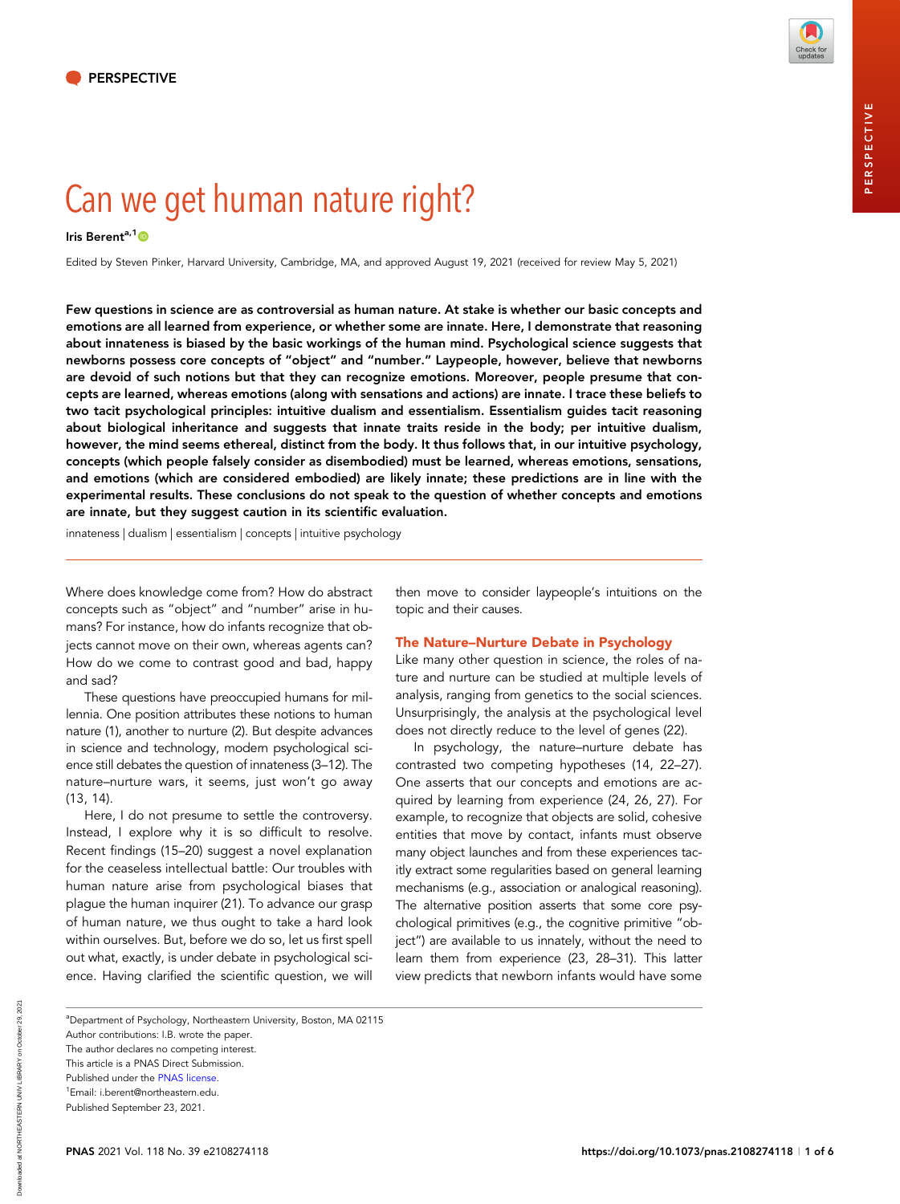PERSPECTIVE

# Can we get human nature right?

Iris Berent[a,1]

Edited by Steven Pinker, Harvard University, Cambridge, MA, and approved August 19, 2021 (received for review May 5, 2021)

**Few questions in science are as controversial as human nature. At stake is whether our basic concepts and emotions are all learned from experience, or whether some are innate. Here, I demonstrate that reasoning about innateness is biased by the basic workings of the human mind. Psychological science suggests that newborns possess core concepts of "object" and "number." Laypeople, however, believe that newborns are devoid of such notions but that they can recognize emotions. Moreover, people presume that concepts are learned, whereas emotions (along with sensations and actions) are innate. I trace these beliefs to two tacit psychological principles: intuitive dualism and essentialism. Essentialism guides tacit reasoning about biological inheritance and suggests that innate traits reside in the body; per intuitive dualism, however, the mind seems ethereal, distinct from the body. It thus follows that, in our intuitive psychology, concepts (which people falsely consider as disembodied) must be learned, whereas emotions, sensations, and emotions (which are considered embodied) are likely innate; these predictions are in line with the experimental results. These conclusions do not speak to the question of whether concepts and emotions are innate, but they suggest caution in its scientific evaluation.**

innateness | dualism | essentialism | concepts | intuitive psychology

Where does knowledge come from? How do abstract concepts such as "object" and "number" arise in humans? For instance, how do infants recognize that objects cannot move on their own, whereas agents can? How do we come to contrast good and bad, happy and sad?

These questions have preoccupied humans for millennia. One position attributes these notions to human nature (1), another to nurture (2). But despite advances in science and technology, modern psychological science still debates the question of innateness (3–12). The nature–nurture wars, it seems, just won't go away (13, 14).

Here, I do not presume to settle the controversy. Instead, I explore why it is so difficult to resolve. Recent findings (15–20) suggest a novel explanation for the ceaseless intellectual battle: Our troubles with human nature arise from psychological biases that plague the human inquirer (21). To advance our grasp of human nature, we thus ought to take a hard look within ourselves. But, before we do so, let us first spell out what, exactly, is under debate in psychological science. Having clarified the scientific question, we will then move to consider laypeople's intuitions on the topic and their causes.

## The Nature–Nurture Debate in Psychology

Like many other question in science, the roles of nature and nurture can be studied at multiple levels of analysis, ranging from genetics to the social sciences. Unsurprisingly, the analysis at the psychological level does not directly reduce to the level of genes (22).

In psychology, the nature–nurture debate has contrasted two competing hypotheses (14, 22–27). One asserts that our concepts and emotions are acquired by learning from experience (24, 26, 27). For example, to recognize that objects are solid, cohesive entities that move by contact, infants must observe many object launches and from these experiences tacitly extract some regularities based on general learning mechanisms (e.g., association or analogical reasoning). The alternative position asserts that some core psychological primitives (e.g., the cognitive primitive "object") are available to us innately, without the need to learn them from experience (23, 28–31). This latter view predicts that newborn infants would have some

---

[a]Department of Psychology, Northeastern University, Boston, MA 02115

Author contributions: I.B. wrote the paper.

The author declares no competing interest.

This article is a PNAS Direct Submission.

Published under the PNAS license.

[1]Email: i.berent@northeastern.edu.

Published September 23, 2021.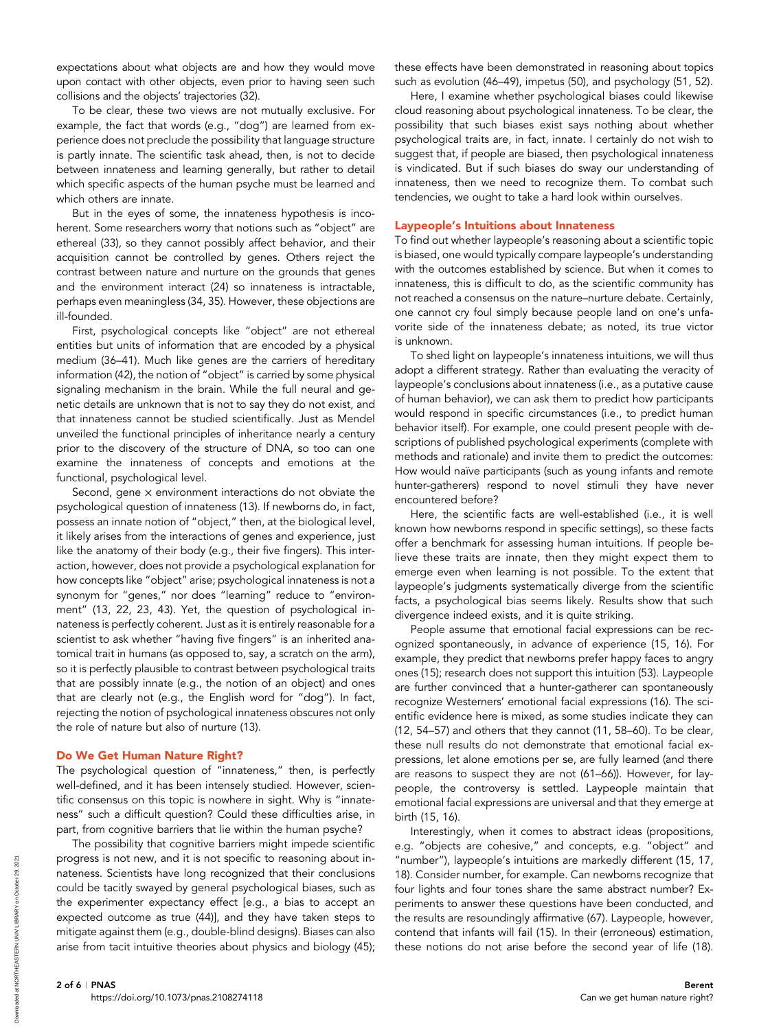expectations about what objects are and how they would move upon contact with other objects, even prior to having seen such collisions and the objects' trajectories (32).

To be clear, these two views are not mutually exclusive. For example, the fact that words (e.g., "dog") are learned from experience does not preclude the possibility that language structure is partly innate. The scientific task ahead, then, is not to decide between innateness and learning generally, but rather to detail which specific aspects of the human psyche must be learned and which others are innate.

But in the eyes of some, the innateness hypothesis is incoherent. Some researchers worry that notions such as "object" are ethereal (33), so they cannot possibly affect behavior, and their acquisition cannot be controlled by genes. Others reject the contrast between nature and nurture on the grounds that genes and the environment interact (24) so innateness is intractable, perhaps even meaningless (34, 35). However, these objections are ill-founded.

First, psychological concepts like "object" are not ethereal entities but units of information that are encoded by a physical medium (36–41). Much like genes are the carriers of hereditary information (42), the notion of "object" is carried by some physical signaling mechanism in the brain. While the full neural and genetic details are unknown that is not to say they do not exist, and that innateness cannot be studied scientifically. Just as Mendel unveiled the functional principles of inheritance nearly a century prior to the discovery of the structure of DNA, so too can one examine the innateness of concepts and emotions at the functional, psychological level.

Second, gene × environment interactions do not obviate the psychological question of innateness (13). If newborns do, in fact, possess an innate notion of "object," then, at the biological level, it likely arises from the interactions of genes and experience, just like the anatomy of their body (e.g., their five fingers). This interaction, however, does not provide a psychological explanation for how concepts like "object" arise; psychological innateness is not a synonym for "genes," nor does "learning" reduce to "environment" (13, 22, 23, 43). Yet, the question of psychological innateness is perfectly coherent. Just as it is entirely reasonable for a scientist to ask whether "having five fingers" is an inherited anatomical trait in humans (as opposed to, say, a scratch on the arm), so it is perfectly plausible to contrast between psychological traits that are possibly innate (e.g., the notion of an object) and ones that are clearly not (e.g., the English word for "dog"). In fact, rejecting the notion of psychological innateness obscures not only the role of nature but also of nurture (13).

## Do We Get Human Nature Right?

The psychological question of "innateness," then, is perfectly well-defined, and it has been intensely studied. However, scientific consensus on this topic is nowhere in sight. Why is "innateness" such a difficult question? Could these difficulties arise, in part, from cognitive barriers that lie within the human psyche?

The possibility that cognitive barriers might impede scientific progress is not new, and it is not specific to reasoning about innateness. Scientists have long recognized that their conclusions could be tacitly swayed by general psychological biases, such as the experimenter expectancy effect [e.g., a bias to accept an expected outcome as true (44)], and they have taken steps to mitigate against them (e.g., double-blind designs). Biases can also arise from tacit intuitive theories about physics and biology (45); these effects have been demonstrated in reasoning about topics such as evolution (46–49), impetus (50), and psychology (51, 52).

Here, I examine whether psychological biases could likewise cloud reasoning about psychological innateness. To be clear, the possibility that such biases exist says nothing about whether psychological traits are, in fact, innate. I certainly do not wish to suggest that, if people are biased, then psychological innateness is vindicated. But if such biases do sway our understanding of innateness, then we need to recognize them. To combat such tendencies, we ought to take a hard look within ourselves.

## Laypeople's Intuitions about Innateness

To find out whether laypeople's reasoning about a scientific topic is biased, one would typically compare laypeople's understanding with the outcomes established by science. But when it comes to innateness, this is difficult to do, as the scientific community has not reached a consensus on the nature–nurture debate. Certainly, one cannot cry foul simply because people land on one's unfavorite side of the innateness debate; as noted, its true victor is unknown.

To shed light on laypeople's innateness intuitions, we will thus adopt a different strategy. Rather than evaluating the veracity of laypeople's conclusions about innateness (i.e., as a putative cause of human behavior), we can ask them to predict how participants would respond in specific circumstances (i.e., to predict human behavior itself). For example, one could present people with descriptions of published psychological experiments (complete with methods and rationale) and invite them to predict the outcomes: How would naïve participants (such as young infants and remote hunter-gatherers) respond to novel stimuli they have never encountered before?

Here, the scientific facts are well-established (i.e., it is well known how newborns respond in specific settings), so these facts offer a benchmark for assessing human intuitions. If people believe these traits are innate, then they might expect them to emerge even when learning is not possible. To the extent that laypeople's judgments systematically diverge from the scientific facts, a psychological bias seems likely. Results show that such divergence indeed exists, and it is quite striking.

People assume that emotional facial expressions can be recognized spontaneously, in advance of experience (15, 16). For example, they predict that newborns prefer happy faces to angry ones (15); research does not support this intuition (53). Laypeople are further convinced that a hunter-gatherer can spontaneously recognize Westerners' emotional facial expressions (16). The scientific evidence here is mixed, as some studies indicate they can (12, 54–57) and others that they cannot (11, 58–60). To be clear, these null results do not demonstrate that emotional facial expressions, let alone emotions per se, are fully learned (and there are reasons to suspect they are not (61–66)). However, for laypeople, the controversy is settled. Laypeople maintain that emotional facial expressions are universal and that they emerge at birth (15, 16).

Interestingly, when it comes to abstract ideas (propositions, e.g. "objects are cohesive," and concepts, e.g. "object" and "number"), laypeople's intuitions are markedly different (15, 17, 18). Consider number, for example. Can newborns recognize that four lights and four tones share the same abstract number? Experiments to answer these questions have been conducted, and the results are resoundingly affirmative (67). Laypeople, however, contend that infants will fail (15). In their (erroneous) estimation, these notions do not arise before the second year of life (18).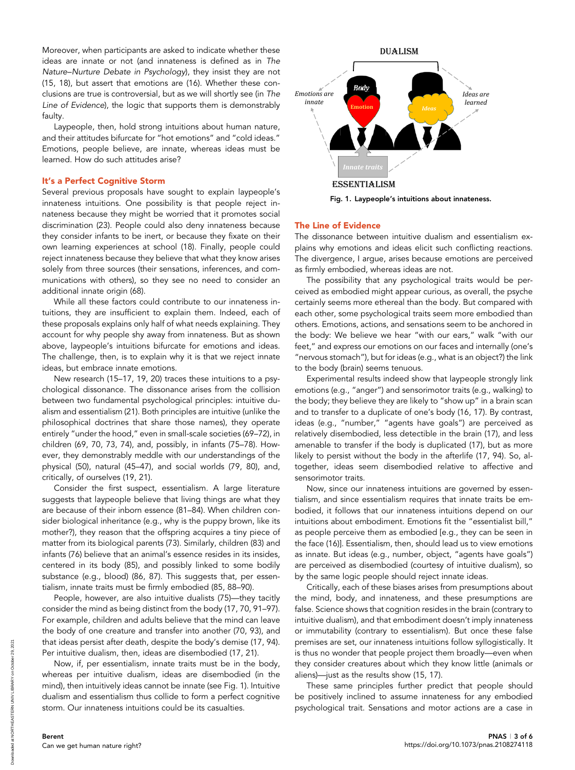Moreover, when participants are asked to indicate whether these ideas are innate or not (and innateness is defined as in *The Nature–Nurture Debate in Psychology*), they insist they are not (15, 18), but assert that emotions are (16). Whether these conclusions are true is controversial, but as we will shortly see (in *The Line of Evidence*), the logic that supports them is demonstrably faulty.

Laypeople, then, hold strong intuitions about human nature, and their attitudes bifurcate for "hot emotions" and "cold ideas." Emotions, people believe, are innate, whereas ideas must be learned. How do such attitudes arise?

## It's a Perfect Cognitive Storm

Several previous proposals have sought to explain laypeople's innateness intuitions. One possibility is that people reject innateness because they might be worried that it promotes social discrimination (23). People could also deny innateness because they consider infants to be inert, or because they fixate on their own learning experiences at school (18). Finally, people could reject innateness because they believe that what they know arises solely from three sources (their sensations, inferences, and communications with others), so they see no need to consider an additional innate origin (68).

While all these factors could contribute to our innateness intuitions, they are insufficient to explain them. Indeed, each of these proposals explains only half of what needs explaining. They account for why people shy away from innateness. But as shown above, laypeople's intuitions bifurcate for emotions and ideas. The challenge, then, is to explain why it is that we reject innate ideas, but embrace innate emotions.

New research (15–17, 19, 20) traces these intuitions to a psychological dissonance. The dissonance arises from the collision between two fundamental psychological principles: intuitive dualism and essentialism (21). Both principles are intuitive (unlike the philosophical doctrines that share those names), they operate entirely "under the hood," even in small-scale societies (69–72), in children (69, 70, 73, 74), and, possibly, in infants (75–78). However, they demonstrably meddle with our understandings of the physical (50), natural (45–47), and social worlds (79, 80), and, critically, of ourselves (19, 21).

Consider the first suspect, essentialism. A large literature suggests that laypeople believe that living things are what they are because of their inborn essence (81–84). When children consider biological inheritance (e.g., why is the puppy brown, like its mother?), they reason that the offspring acquires a tiny piece of matter from its biological parents (73). Similarly, children (83) and infants (76) believe that an animal's essence resides in its insides, centered in its body (85), and possibly linked to some bodily substance (e.g., blood) (86, 87). This suggests that, per essentialism, innate traits must be firmly embodied (85, 88–90).

People, however, are also intuitive dualists (75)—they tacitly consider the mind as being distinct from the body (17, 70, 91–97). For example, children and adults believe that the mind can leave the body of one creature and transfer into another (70, 93), and that ideas persist after death, despite the body's demise (17, 94). Per intuitive dualism, then, ideas are disembodied (17, 21).

Now, if, per essentialism, innate traits must be in the body, whereas per intuitive dualism, ideas are disembodied (in the mind), then intuitively ideas cannot be innate (see Fig. 1). Intuitive dualism and essentialism thus collide to form a perfect cognitive storm. Our innateness intuitions could be its casualties.

**Fig. 1. Laypeople's intuitions about innateness.**

## The Line of Evidence

The dissonance between intuitive dualism and essentialism explains why emotions and ideas elicit such conflicting reactions. The divergence, I argue, arises because emotions are perceived as firmly embodied, whereas ideas are not.

The possibility that any psychological traits would be perceived as embodied might appear curious, as overall, the psyche certainly seems more ethereal than the body. But compared with each other, some psychological traits seem more embodied than others. Emotions, actions, and sensations seem to be anchored in the body: We believe we hear "with our ears," walk "with our feet," and express our emotions on our faces and internally (one's "nervous stomach"), but for ideas (e.g., what is an object?) the link to the body (brain) seems tenuous.

Experimental results indeed show that laypeople strongly link emotions (e.g., "anger") and sensorimotor traits (e.g., walking) to the body; they believe they are likely to "show up" in a brain scan and to transfer to a duplicate of one's body (16, 17). By contrast, ideas (e.g., "number," "agents have goals") are perceived as relatively disembodied, less detectible in the brain (17), and less amenable to transfer if the body is duplicated (17), but as more likely to persist without the body in the afterlife (17, 94). So, altogether, ideas seem disembodied relative to affective and sensorimotor traits.

Now, since our innateness intuitions are governed by essentialism, and since essentialism requires that innate traits be embodied, it follows that our innateness intuitions depend on our intuitions about embodiment. Emotions fit the "essentialist bill," as people perceive them as embodied [e.g., they can be seen in the face (16)]. Essentialism, then, should lead us to view emotions as innate. But ideas (e.g., number, object, "agents have goals") are perceived as disembodied (courtesy of intuitive dualism), so by the same logic people should reject innate ideas.

Critically, each of these biases arises from presumptions about the mind, body, and innateness, and these presumptions are false. Science shows that cognition resides in the brain (contrary to intuitive dualism), and that embodiment doesn't imply innateness or immutability (contrary to essentialism). But once these false premises are set, our innateness intuitions follow syllogistically. It is thus no wonder that people project them broadly—even when they consider creatures about which they know little (animals or aliens)—just as the results show (15, 17).

These same principles further predict that people should be positively inclined to assume innateness for any embodied psychological trait. Sensations and motor actions are a case in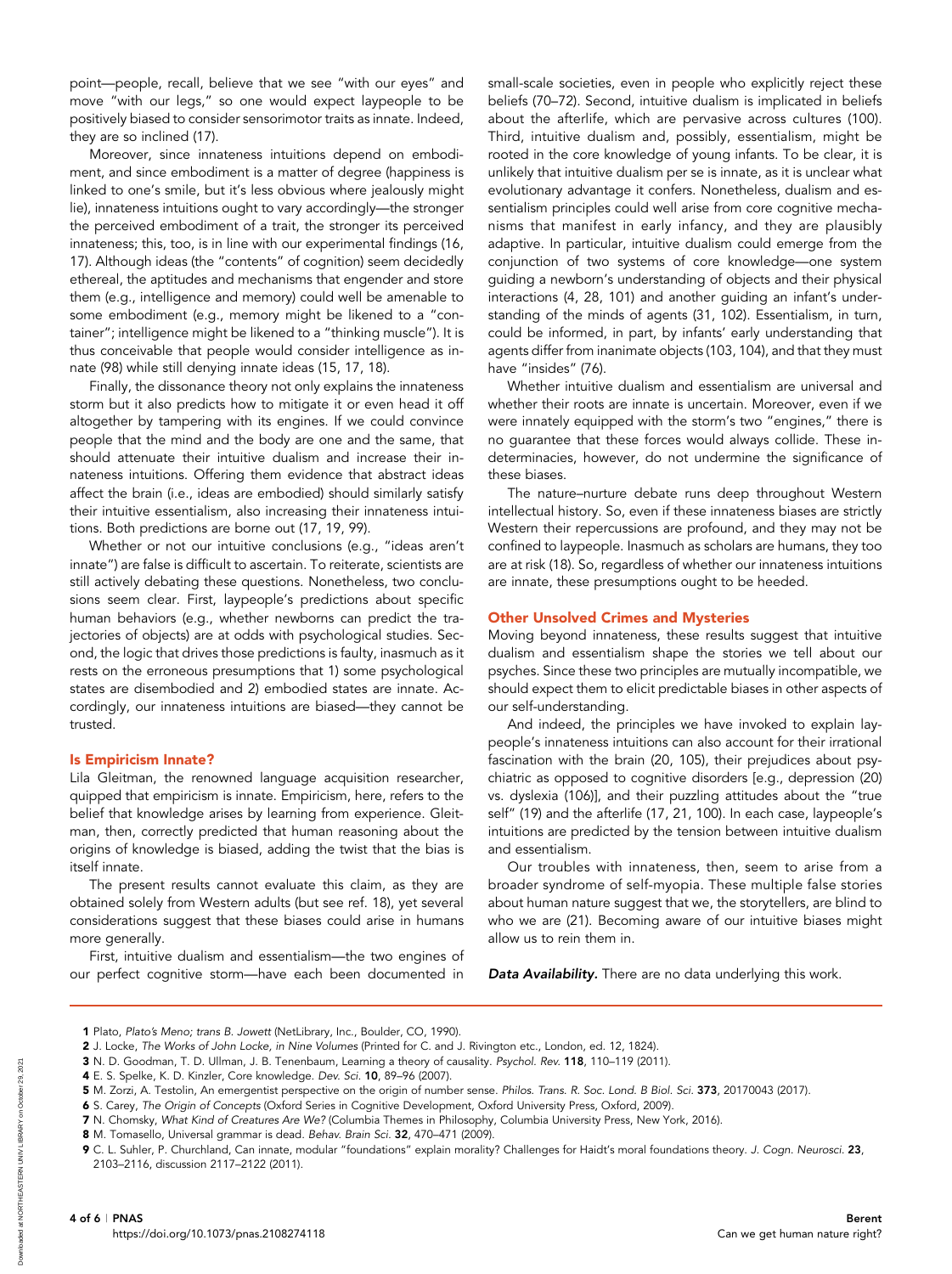point—people, recall, believe that we see "with our eyes" and move "with our legs," so one would expect laypeople to be positively biased to consider sensorimotor traits as innate. Indeed, they are so inclined (17).

Moreover, since innateness intuitions depend on embodiment, and since embodiment is a matter of degree (happiness is linked to one's smile, but it's less obvious where jealously might lie), innateness intuitions ought to vary accordingly—the stronger the perceived embodiment of a trait, the stronger its perceived innateness; this, too, is in line with our experimental findings (16, 17). Although ideas (the "contents" of cognition) seem decidedly ethereal, the aptitudes and mechanisms that engender and store them (e.g., intelligence and memory) could well be amenable to some embodiment (e.g., memory might be likened to a "container"; intelligence might be likened to a "thinking muscle"). It is thus conceivable that people would consider intelligence as innate (98) while still denying innate ideas (15, 17, 18).

Finally, the dissonance theory not only explains the innateness storm but it also predicts how to mitigate it or even head it off altogether by tampering with its engines. If we could convince people that the mind and the body are one and the same, that should attenuate their intuitive dualism and increase their innateness intuitions. Offering them evidence that abstract ideas affect the brain (i.e., ideas are embodied) should similarly satisfy their intuitive essentialism, also increasing their innateness intuitions. Both predictions are borne out (17, 19, 99).

Whether or not our intuitive conclusions (e.g., "ideas aren't innate") are false is difficult to ascertain. To reiterate, scientists are still actively debating these questions. Nonetheless, two conclusions seem clear. First, laypeople's predictions about specific human behaviors (e.g., whether newborns can predict the trajectories of objects) are at odds with psychological studies. Second, the logic that drives those predictions is faulty, inasmuch as it rests on the erroneous presumptions that 1) some psychological states are disembodied and 2) embodied states are innate. Accordingly, our innateness intuitions are biased—they cannot be trusted.

## Is Empiricism Innate?

Lila Gleitman, the renowned language acquisition researcher, quipped that empiricism is innate. Empiricism, here, refers to the belief that knowledge arises by learning from experience. Gleitman, then, correctly predicted that human reasoning about the origins of knowledge is biased, adding the twist that the bias is itself innate.

The present results cannot evaluate this claim, as they are obtained solely from Western adults (but see ref. 18), yet several considerations suggest that these biases could arise in humans more generally.

First, intuitive dualism and essentialism—the two engines of our perfect cognitive storm—have each been documented in small-scale societies, even in people who explicitly reject these beliefs (70–72). Second, intuitive dualism is implicated in beliefs about the afterlife, which are pervasive across cultures (100). Third, intuitive dualism and, possibly, essentialism, might be rooted in the core knowledge of young infants. To be clear, it is unlikely that intuitive dualism per se is innate, as it is unclear what evolutionary advantage it confers. Nonetheless, dualism and essentialism principles could well arise from core cognitive mechanisms that manifest in early infancy, and they are plausibly adaptive. In particular, intuitive dualism could emerge from the conjunction of two systems of core knowledge—one system guiding a newborn's understanding of objects and their physical interactions (4, 28, 101) and another guiding an infant's understanding of the minds of agents (31, 102). Essentialism, in turn, could be informed, in part, by infants' early understanding that agents differ from inanimate objects (103, 104), and that they must have "insides" (76).

Whether intuitive dualism and essentialism are universal and whether their roots are innate is uncertain. Moreover, even if we were innately equipped with the storm's two "engines," there is no guarantee that these forces would always collide. These indeterminacies, however, do not undermine the significance of these biases.

The nature–nurture debate runs deep throughout Western intellectual history. So, even if these innateness biases are strictly Western their repercussions are profound, and they may not be confined to laypeople. Inasmuch as scholars are humans, they too are at risk (18). So, regardless of whether our innateness intuitions are innate, these presumptions ought to be heeded.

## Other Unsolved Crimes and Mysteries

Moving beyond innateness, these results suggest that intuitive dualism and essentialism shape the stories we tell about our psyches. Since these two principles are mutually incompatible, we should expect them to elicit predictable biases in other aspects of our self-understanding.

And indeed, the principles we have invoked to explain laypeople's innateness intuitions can also account for their irrational fascination with the brain (20, 105), their prejudices about psychiatric as opposed to cognitive disorders [e.g., depression (20) vs. dyslexia (106)], and their puzzling attitudes about the "true self" (19) and the afterlife (17, 21, 100). In each case, laypeople's intuitions are predicted by the tension between intuitive dualism and essentialism.

Our troubles with innateness, then, seem to arise from a broader syndrome of self-myopia. These multiple false stories about human nature suggest that we, the storytellers, are blind to who we are (21). Becoming aware of our intuitive biases might allow us to rein them in.

***Data Availability.*** There are no data underlying this work.

1. Plato, *Plato's Meno; trans B. Jowett* (NetLibrary, Inc., Boulder, CO, 1990).
2. J. Locke, *The Works of John Locke, in Nine Volumes* (Printed for C. and J. Rivington etc., London, ed. 12, 1824).
3. N. D. Goodman, T. D. Ullman, J. B. Tenenbaum, Learning a theory of causality. *Psychol. Rev.* **118**, 110–119 (2011).
4. E. S. Spelke, K. D. Kinzler, Core knowledge. *Dev. Sci.* **10**, 89–96 (2007).
5. M. Zorzi, A. Testolin, An emergentist perspective on the origin of number sense. *Philos. Trans. R. Soc. Lond. B Biol. Sci.* **373**, 20170043 (2017).
6. S. Carey, *The Origin of Concepts* (Oxford Series in Cognitive Development, Oxford University Press, Oxford, 2009).
7. N. Chomsky, *What Kind of Creatures Are We?* (Columbia Themes in Philosophy, Columbia University Press, New York, 2016).
8. M. Tomasello, Universal grammar is dead. *Behav. Brain Sci.* **32**, 470–471 (2009).
9. C. L. Suhler, P. Churchland, Can innate, modular "foundations" explain morality? Challenges for Haidt's moral foundations theory. *J. Cogn. Neurosci.* **23**, 2103–2116, discussion 2117–2122 (2011).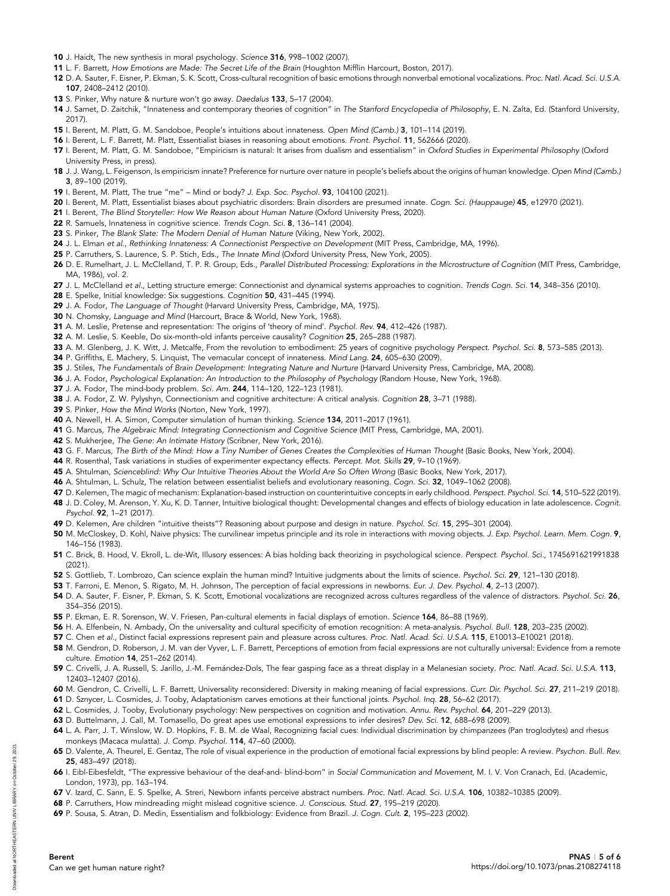10 J. Haidt, The new synthesis in moral psychology. *Science* **316**, 998–1002 (2007).
11 L. F. Barrett, *How Emotions are Made: The Secret Life of the Brain* (Houghton Mifflin Harcourt, Boston, 2017).
12 D. A. Sauter, F. Eisner, P. Ekman, S. K. Scott, Cross-cultural recognition of basic emotions through nonverbal emotional vocalizations. *Proc. Natl. Acad. Sci. U.S.A.* **107**, 2408–2412 (2010).
13 S. Pinker, Why nature & nurture won't go away. *Daedalus* **133**, 5–17 (2004).
14 J. Samet, D. Zaitchik, "Innateness and contemporary theories of cognition" in *The Stanford Encyclopedia of Philosophy*, E. N. Zalta, Ed. (Stanford University, 2017).
15 I. Berent, M. Platt, G. M. Sandoboe, People's intuitions about innateness. *Open Mind (Camb.)* **3**, 101–114 (2019).
16 I. Berent, L. F. Barrett, M. Platt, Essentialist biases in reasoning about emotions. *Front. Psychol.* **11**, 562666 (2020).
17 I. Berent, M. Platt, G. M. Sandoboe, "Empiricism is natural: It arises from dualism and essentialism" in *Oxford Studies in Experimental Philosophy* (Oxford University Press, in press).
18 J. J. Wang, L. Feigenson, Is empiricism innate? Preference for nurture over nature in people's beliefs about the origins of human knowledge. *Open Mind (Camb.)* **3**, 89–100 (2019).
19 I. Berent, M. Platt, The true "me" – Mind or body? *J. Exp. Soc. Psychol.* **93**, 104100 (2021).
20 I. Berent, M. Platt, Essentialist biases about psychiatric disorders: Brain disorders are presumed innate. *Cogn. Sci. (Hauppauge)* **45**, e12970 (2021).
21 I. Berent, *The Blind Storyteller: How We Reason about Human Nature* (Oxford University Press, 2020).
22 R. Samuels, Innateness in cognitive science. *Trends Cogn. Sci.* **8**, 136–141 (2004).
23 S. Pinker, *The Blank Slate: The Modern Denial of Human Nature* (Viking, New York, 2002).
24 J. L. Elman *et al.*, *Rethinking Innateness: A Connectionist Perspective on Development* (MIT Press, Cambridge, MA, 1996).
25 P. Carruthers, S. Laurence, S. P. Stich, Eds., *The Innate Mind* (Oxford University Press, New York, 2005).
26 D. E. Rumelhart, J. L. McClelland, T. P. R. Group, Eds., *Parallel Distributed Processing: Explorations in the Microstructure of Cognition* (MIT Press, Cambridge, MA, 1986), vol. 2.
27 J. L. McClelland *et al.*, Letting structure emerge: Connectionist and dynamical systems approaches to cognition. *Trends Cogn. Sci.* **14**, 348–356 (2010).
28 E. Spelke, Initial knowledge: Six suggestions. *Cognition* **50**, 431–445 (1994).
29 J. A. Fodor, *The Language of Thought* (Harvard University Press, Cambridge, MA, 1975).
30 N. Chomsky, *Language and Mind* (Harcourt, Brace & World, New York, 1968).
31 A. M. Leslie, Pretense and representation: The origins of 'theory of mind'. *Psychol. Rev.* **94**, 412–426 (1987).
32 A. M. Leslie, S. Keeble, Do six-month-old infants perceive causality? *Cognition* **25**, 265–288 (1987).
33 A. M. Glenberg, J. K. Witt, J. Metcalfe, From the revolution to embodiment: 25 years of cognitive psychology *Perspect. Psychol. Sci.* **8**, 573–585 (2013).
34 P. Griffiths, E. Machery, S. Linquist, The vernacular concept of innateness. *Mind Lang.* **24**, 605–630 (2009).
35 J. Stiles, *The Fundamentals of Brain Development: Integrating Nature and Nurture* (Harvard University Press, Cambridge, MA, 2008).
36 J. A. Fodor, *Psychological Explanation: An Introduction to the Philosophy of Psychology* (Random House, New York, 1968).
37 J. A. Fodor, The mind-body problem. *Sci. Am.* **244**, 114–120, 122–123 (1981).
38 J. A. Fodor, Z. W. Pylyshyn, Connectionism and cognitive architecture: A critical analysis. *Cognition* **28**, 3–71 (1988).
39 S. Pinker, *How the Mind Works* (Norton, New York, 1997).
40 A. Newell, H. A. Simon, Computer simulation of human thinking. *Science* **134**, 2011–2017 (1961).
41 G. Marcus, *The Algebraic Mind: Integrating Connectionism and Cognitive Science* (MIT Press, Cambridge, MA, 2001).
42 S. Mukherjee, *The Gene: An Intimate History* (Scribner, New York, 2016).
43 G. F. Marcus, *The Birth of the Mind: How a Tiny Number of Genes Creates the Complexities of Human Thought* (Basic Books, New York, 2004).
44 R. Rosenthal, Task variations in studies of experimenter expectancy effects. *Percept. Mot. Skills* **29**, 9–10 (1969).
45 A. Shtulman, *Scienceblind: Why Our Intuitive Theories About the World Are So Often Wrong* (Basic Books, New York, 2017).
46 A. Shtulman, L. Schulz, The relation between essentialist beliefs and evolutionary reasoning. *Cogn. Sci.* **32**, 1049–1062 (2008).
47 D. Kelemen, The magic of mechanism: Explanation-based instruction on counterintuitive concepts in early childhood. *Perspect. Psychol. Sci.* **14**, 510–522 (2019).
48 J. D. Coley, M. Arenson, Y. Xu, K. D. Tanner, Intuitive biological thought: Developmental changes and effects of biology education in late adolescence. *Cognit. Psychol.* **92**, 1–21 (2017).
49 D. Kelemen, Are children "intuitive theists"? Reasoning about purpose and design in nature. *Psychol. Sci.* **15**, 295–301 (2004).
50 M. McCloskey, D. Kohl, Naive physics: The curvilinear impetus principle and its role in interactions with moving objects. *J. Exp. Psychol. Learn. Mem. Cogn.* **9**, 146–156 (1983).
51 C. Brick, B. Hood, V. Ekroll, L. de-Wit, Illusory essences: A bias holding back theorizing in psychological science. *Perspect. Psychol. Sci.*, 1745691621991838 (2021).
52 S. Gottlieb, T. Lombrozo, Can science explain the human mind? Intuitive judgments about the limits of science. *Psychol. Sci.* **29**, 121–130 (2018).
53 T. Farroni, E. Menon, S. Rigato, M. H. Johnson, The perception of facial expressions in newborns. *Eur. J. Dev. Psychol.* **4**, 2–13 (2007).
54 D. A. Sauter, F. Eisner, P. Ekman, S. K. Scott, Emotional vocalizations are recognized across cultures regardless of the valence of distractors. *Psychol. Sci.* **26**, 354–356 (2015).
55 P. Ekman, E. R. Sorenson, W. V. Friesen, Pan-cultural elements in facial displays of emotion. *Science* **164**, 86–88 (1969).
56 H. A. Elfenbein, N. Ambady, On the universality and cultural specificity of emotion recognition: A meta-analysis. *Psychol. Bull.* **128**, 203–235 (2002).
57 C. Chen *et al.*, Distinct facial expressions represent pain and pleasure across cultures. *Proc. Natl. Acad. Sci. U.S.A.* **115**, E10013–E10021 (2018).
58 M. Gendron, D. Roberson, J. M. van der Vyver, L. F. Barrett, Perceptions of emotion from facial expressions are not culturally universal: Evidence from a remote culture. *Emotion* **14**, 251–262 (2014).
59 C. Crivelli, J. A. Russell, S. Jarillo, J.-M. Fernández-Dols, The fear gasping face as a threat display in a Melanesian society. *Proc. Natl. Acad. Sci. U.S.A.* **113**, 12403–12407 (2016).
60 M. Gendron, C. Crivelli, L. F. Barrett, Universality reconsidered: Diversity in making meaning of facial expressions. *Curr. Dir. Psychol. Sci.* **27**, 211–219 (2018).
61 D. Sznycer, L. Cosmides, J. Tooby, Adaptationism carves emotions at their functional joints. *Psychol. Inq.* **28**, 56–62 (2017).
62 L. Cosmides, J. Tooby, Evolutionary psychology: New perspectives on cognition and motivation. *Annu. Rev. Psychol.* **64**, 201–229 (2013).
63 D. Buttelmann, J. Call, M. Tomasello, Do great apes use emotional expressions to infer desires? *Dev. Sci.* **12**, 688–698 (2009).
64 L. A. Parr, J. T. Winslow, W. D. Hopkins, F. B. M. de Waal, Recognizing facial cues: Individual discrimination by chimpanzees (Pan troglodytes) and rhesus monkeys (Macaca mulatta). *J. Comp. Psychol.* **114**, 47–60 (2000).
65 D. Valente, A. Theurel, E. Gentaz, The role of visual experience in the production of emotional facial expressions by blind people: A review. *Psychon. Bull. Rev.* **25**, 483–497 (2018).
66 I. Eibl-Eibesfeldt, "The expressive behaviour of the deaf-and- blind-born" in *Social Communication and Movement*, M. I. V. Von Cranach, Ed. (Academic, London, 1973), pp. 163–194.
67 V. Izard, C. Sann, E. S. Spelke, A. Streri, Newborn infants perceive abstract numbers. *Proc. Natl. Acad. Sci. U.S.A.* **106**, 10382–10385 (2009).
68 P. Carruthers, How mindreading might mislead cognitive science. *J. Conscious. Stud.* **27**, 195–219 (2020).
69 P. Sousa, S. Atran, D. Medin, Essentialism and folkbiology: Evidence from Brazil. *J. Cogn. Cult.* **2**, 195–223 (2002).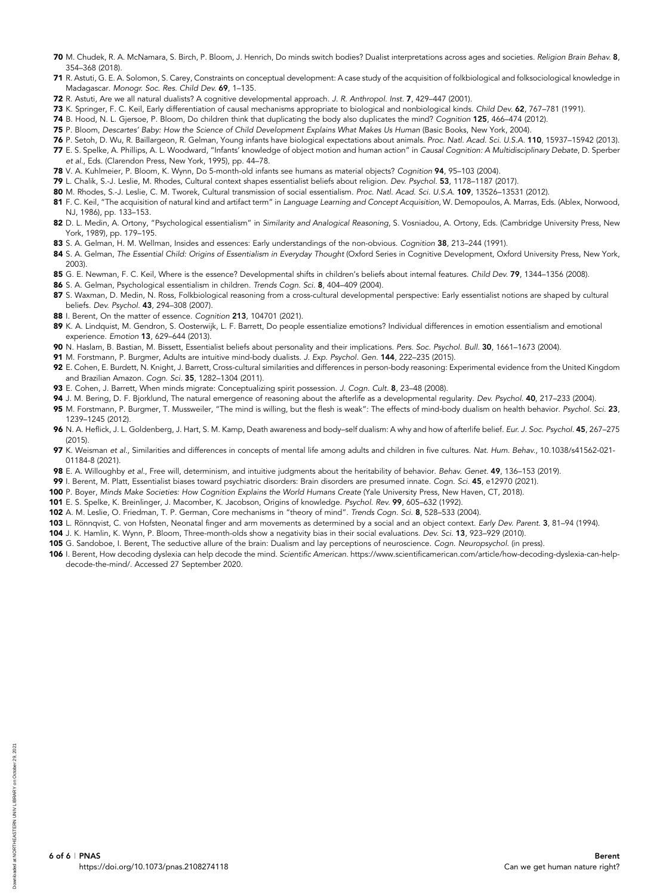70 M. Chudek, R. A. McNamara, S. Birch, P. Bloom, J. Henrich, Do minds switch bodies? Dualist interpretations across ages and societies. *Religion Brain Behav.* **8**, 354–368 (2018).

71 R. Astuti, G. E. A. Solomon, S. Carey, Constraints on conceptual development: A case study of the acquisition of folkbiological and folksociological knowledge in Madagascar. *Monogr. Soc. Res. Child Dev.* **69**, 1–135.

72 R. Astuti, Are we all natural dualists? A cognitive developmental approach. *J. R. Anthropol. Inst.* **7**, 429–447 (2001).

73 K. Springer, F. C. Keil, Early differentiation of causal mechanisms appropriate to biological and nonbiological kinds. *Child Dev.* **62**, 767–781 (1991).

74 B. Hood, N. L. Gjersoe, P. Bloom, Do children think that duplicating the body also duplicates the mind? *Cognition* **125**, 466–474 (2012).

75 P. Bloom, *Descartes' Baby: How the Science of Child Development Explains What Makes Us Human* (Basic Books, New York, 2004).

76 P. Setoh, D. Wu, R. Baillargeon, R. Gelman, Young infants have biological expectations about animals. *Proc. Natl. Acad. Sci. U.S.A.* **110**, 15937–15942 (2013).

77 E. S. Spelke, A. Phillips, A. L. Woodward, "Infants' knowledge of object motion and human action" in *Causal Cognition: A Multidisciplinary Debate*, D. Sperber *et al.*, Eds. (Clarendon Press, New York, 1995), pp. 44–78.

78 V. A. Kuhlmeier, P. Bloom, K. Wynn, Do 5-month-old infants see humans as material objects? *Cognition* **94**, 95–103 (2004).

79 L. Chalik, S.-J. Leslie, M. Rhodes, Cultural context shapes essentialist beliefs about religion. *Dev. Psychol.* **53**, 1178–1187 (2017).

80 M. Rhodes, S.-J. Leslie, C. M. Tworek, Cultural transmission of social essentialism. *Proc. Natl. Acad. Sci. U.S.A.* **109**, 13526–13531 (2012).

81 F. C. Keil, "The acquisition of natural kind and artifact term" in *Language Learning and Concept Acquisition*, W. Demopoulos, A. Marras, Eds. (Ablex, Norwood, NJ, 1986), pp. 133–153.

82 D. L. Medin, A. Ortony, "Psychological essentialism" in *Similarity and Analogical Reasoning*, S. Vosniadou, A. Ortony, Eds. (Cambridge University Press, New York, 1989), pp. 179–195.

83 S. A. Gelman, H. M. Wellman, Insides and essences: Early understandings of the non-obvious. *Cognition* **38**, 213–244 (1991).

84 S. A. Gelman, *The Essential Child: Origins of Essentialism in Everyday Thought* (Oxford Series in Cognitive Development, Oxford University Press, New York, 2003).

85 G. E. Newman, F. C. Keil, Where is the essence? Developmental shifts in children's beliefs about internal features. *Child Dev.* **79**, 1344–1356 (2008).

86 S. A. Gelman, Psychological essentialism in children. *Trends Cogn. Sci.* **8**, 404–409 (2004).

87 S. Waxman, D. Medin, N. Ross, Folkbiological reasoning from a cross-cultural developmental perspective: Early essentialist notions are shaped by cultural beliefs. *Dev. Psychol.* **43**, 294–308 (2007).

88 I. Berent, On the matter of essence. *Cognition* **213**, 104701 (2021).

89 K. A. Lindquist, M. Gendron, S. Oosterwijk, L. F. Barrett, Do people essentialize emotions? Individual differences in emotion essentialism and emotional experience. *Emotion* **13**, 629–644 (2013).

90 N. Haslam, B. Bastian, M. Bissett, Essentialist beliefs about personality and their implications. *Pers. Soc. Psychol. Bull.* **30**, 1661–1673 (2004).

91 M. Forstmann, P. Burgmer, Adults are intuitive mind-body dualists. *J. Exp. Psychol. Gen.* **144**, 222–235 (2015).

92 E. Cohen, E. Burdett, N. Knight, J. Barrett, Cross-cultural similarities and differences in person-body reasoning: Experimental evidence from the United Kingdom and Brazilian Amazon. *Cogn. Sci.* **35**, 1282–1304 (2011).

93 E. Cohen, J. Barrett, When minds migrate: Conceptualizing spirit possession. *J. Cogn. Cult.* **8**, 23–48 (2008).

94 J. M. Bering, D. F. Bjorklund, The natural emergence of reasoning about the afterlife as a developmental regularity. *Dev. Psychol.* **40**, 217–233 (2004).

95 M. Forstmann, P. Burgmer, T. Mussweiler, "The mind is willing, but the flesh is weak": The effects of mind-body dualism on health behavior. *Psychol. Sci.* **23**, 1239–1245 (2012).

96 N. A. Heflick, J. L. Goldenberg, J. Hart, S. M. Kamp, Death awareness and body–self dualism: A why and how of afterlife belief. *Eur. J. Soc. Psychol.* **45**, 267–275 (2015).

97 K. Weisman *et al.*, Similarities and differences in concepts of mental life among adults and children in five cultures. *Nat. Hum. Behav.*, 10.1038/s41562-021-01184-8 (2021).

98 E. A. Willoughby *et al.*, Free will, determinism, and intuitive judgments about the heritability of behavior. *Behav. Genet.* **49**, 136–153 (2019).

99 I. Berent, M. Platt, Essentialist biases toward psychiatric disorders: Brain disorders are presumed innate. *Cogn. Sci.* **45**, e12970 (2021).

100 P. Boyer, *Minds Make Societies: How Cognition Explains the World Humans Create* (Yale University Press, New Haven, CT, 2018).

101 E. S. Spelke, K. Breinlinger, J. Macomber, K. Jacobson, Origins of knowledge. *Psychol. Rev.* **99**, 605–632 (1992).

102 A. M. Leslie, O. Friedman, T. P. German, Core mechanisms in "theory of mind". *Trends Cogn. Sci.* **8**, 528–533 (2004).

103 L. Rönnqvist, C. von Hofsten, Neonatal finger and arm movements as determined by a social and an object context. *Early Dev. Parent.* **3**, 81–94 (1994).

104 J. K. Hamlin, K. Wynn, P. Bloom, Three-month-olds show a negativity bias in their social evaluations. *Dev. Sci.* **13**, 923–929 (2010).

105 G. Sandoboe, I. Berent, The seductive allure of the brain: Dualism and lay perceptions of neuroscience. *Cogn. Neuropsychol.* (in press).

106 I. Berent, How decoding dyslexia can help decode the mind. *Scientific American*. https://www.scientificamerican.com/article/how-decoding-dyslexia-can-help-decode-the-mind/. Accessed 27 September 2020.